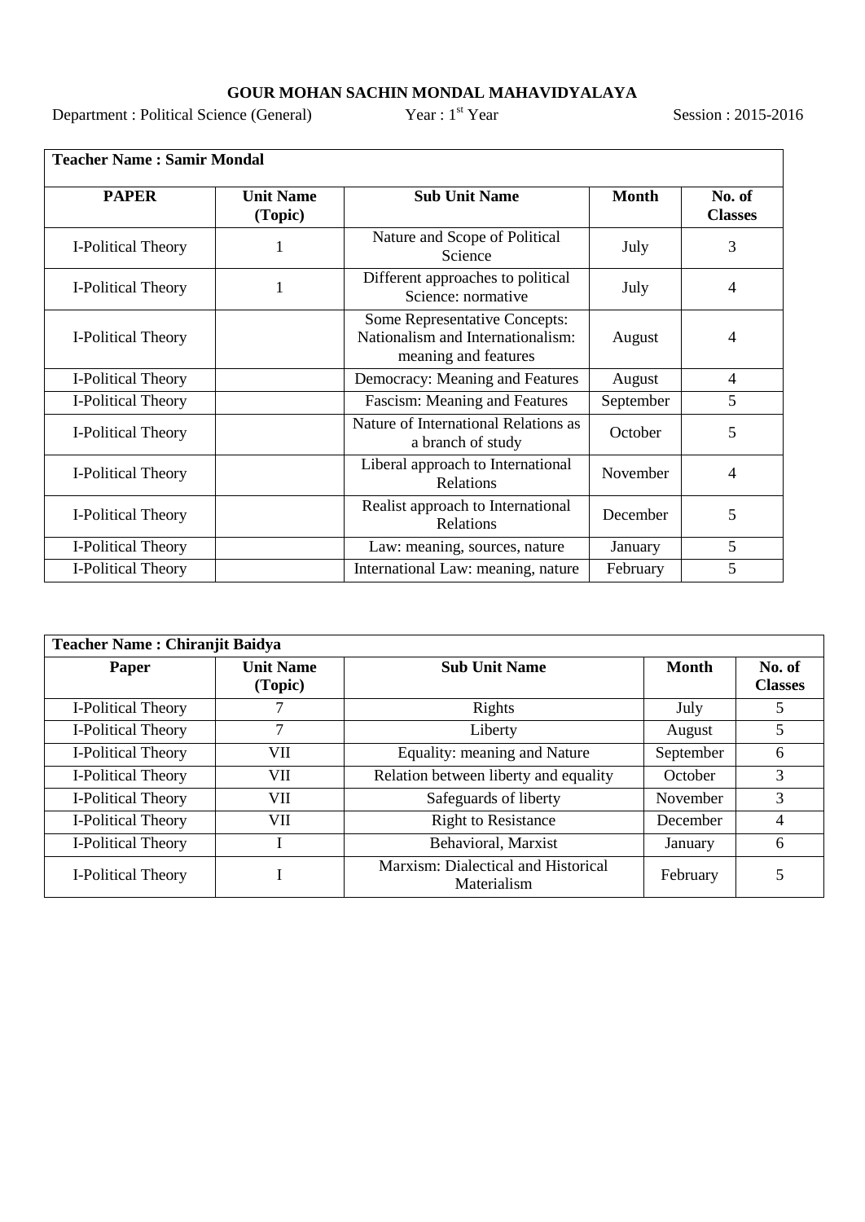# GOUR MOHAN SACHIN MONDAL MAHAVIDYALAYA

Department : Political Science (General) Year : 1st Year Session : 2015-2016

| Teacher Name : Samir Mondal | | | | |
|---|---|---|---|---|
| **PAPER** | **Unit Name (Topic)** | **Sub Unit Name** | **Month** | **No. of Classes** |
| I-Political Theory | 1 | Nature and Scope of Political Science | July | 3 |
| I-Political Theory | 1 | Different approaches to political Science: normative | July | 4 |
| I-Political Theory | | Some Representative Concepts: Nationalism and Internationalism: meaning and features | August | 4 |
| I-Political Theory | | Democracy: Meaning and Features | August | 4 |
| I-Political Theory | | Fascism: Meaning and Features | September | 5 |
| I-Political Theory | | Nature of International Relations as a branch of study | October | 5 |
| I-Political Theory | | Liberal approach to International Relations | November | 4 |
| I-Political Theory | | Realist approach to International Relations | December | 5 |
| I-Political Theory | | Law: meaning, sources, nature | January | 5 |
| I-Political Theory | | International Law: meaning, nature | February | 5 |

| Teacher Name : Chiranjit Baidya | | | | |
|---|---|---|---|---|
| **Paper** | **Unit Name (Topic)** | **Sub Unit Name** | **Month** | **No. of Classes** |
| I-Political Theory | 7 | Rights | July | 5 |
| I-Political Theory | 7 | Liberty | August | 5 |
| I-Political Theory | VII | Equality: meaning and Nature | September | 6 |
| I-Political Theory | VII | Relation between liberty and equality | October | 3 |
| I-Political Theory | VII | Safeguards of liberty | November | 3 |
| I-Political Theory | VII | Right to Resistance | December | 4 |
| I-Political Theory | I | Behavioral, Marxist | January | 6 |
| I-Political Theory | I | Marxism: Dialectical and Historical Materialism | February | 5 |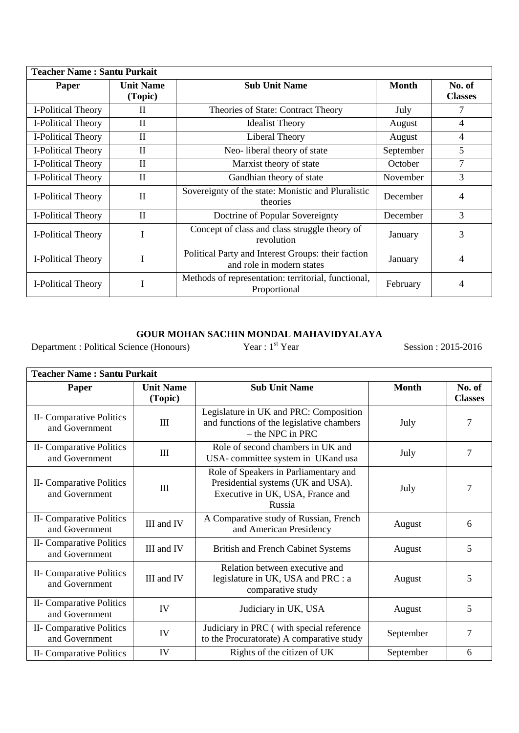| Teacher Name : Santu Purkait | | | | |
|---|---|---|---|---|
| **Paper** | **Unit Name (Topic)** | **Sub Unit Name** | **Month** | **No. of Classes** |
| I-Political Theory | II | Theories of State: Contract Theory | July | 7 |
| I-Political Theory | II | Idealist Theory | August | 4 |
| I-Political Theory | II | Liberal Theory | August | 4 |
| I-Political Theory | II | Neo- liberal theory of state | September | 5 |
| I-Political Theory | II | Marxist theory of state | October | 7 |
| I-Political Theory | II | Gandhian theory of state | November | 3 |
| I-Political Theory | II | Sovereignty of the state: Monistic and Pluralistic theories | December | 4 |
| I-Political Theory | II | Doctrine of Popular Sovereignty | December | 3 |
| I-Political Theory | I | Concept of class and class struggle theory of revolution | January | 3 |
| I-Political Theory | I | Political Party and Interest Groups: their faction and role in modern states | January | 4 |
| I-Political Theory | I | Methods of representation: territorial, functional, Proportional | February | 4 |

## GOUR MOHAN SACHIN MONDAL MAHAVIDYALAYA

Department : Political Science (Honours) Year : 1st Year Session : 2015-2016

| Teacher Name : Santu Purkait | | | | |
|---|---|---|---|---|
| **Paper** | **Unit Name (Topic)** | **Sub Unit Name** | **Month** | **No. of Classes** |
| II- Comparative Politics and Government | III | Legislature in UK and PRC: Composition and functions of the legislative chambers – the NPC in PRC | July | 7 |
| II- Comparative Politics and Government | III | Role of second chambers in UK and USA- committee system in UKand usa | July | 7 |
| II- Comparative Politics and Government | III | Role of Speakers in Parliamentary and Presidential systems (UK and USA). Executive in UK, USA, France and Russia | July | 7 |
| II- Comparative Politics and Government | III and IV | A Comparative study of Russian, French and American Presidency | August | 6 |
| II- Comparative Politics and Government | III and IV | British and French Cabinet Systems | August | 5 |
| II- Comparative Politics and Government | III and IV | Relation between executive and legislature in UK, USA and PRC : a comparative study | August | 5 |
| II- Comparative Politics and Government | IV | Judiciary in UK, USA | August | 5 |
| II- Comparative Politics and Government | IV | Judiciary in PRC ( with special reference to the Procuratorate) A comparative study | September | 7 |
| II- Comparative Politics | IV | Rights of the citizen of UK | September | 6 |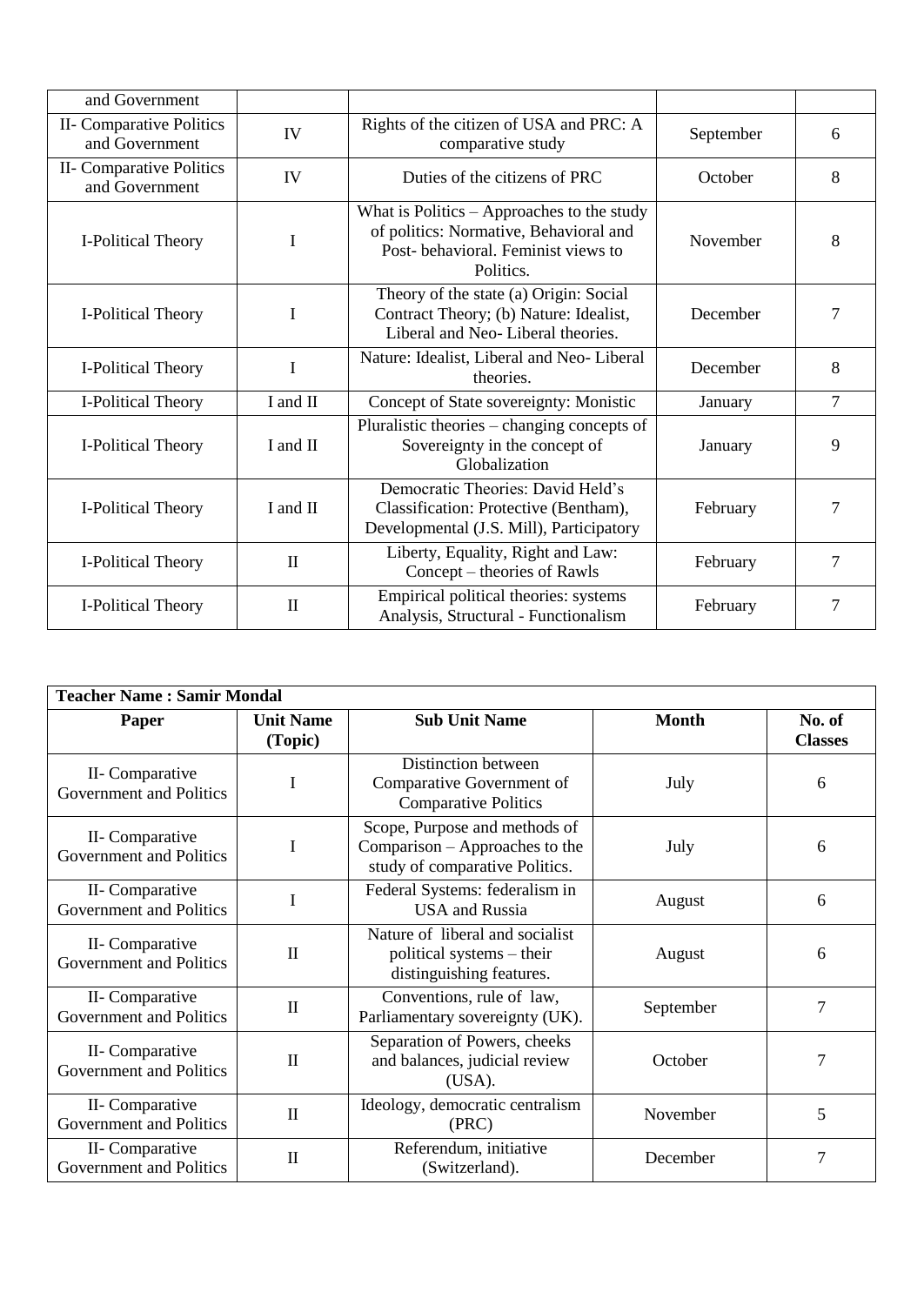| and Government | | | | |
|---|---|---|---|---|
| II- Comparative Politics and Government | IV | Rights of the citizen of USA and PRC: A comparative study | September | 6 |
| II- Comparative Politics and Government | IV | Duties of the citizens of PRC | October | 8 |
| I-Political Theory | I | What is Politics – Approaches to the study of politics: Normative, Behavioral and Post- behavioral. Feminist views to Politics. | November | 8 |
| I-Political Theory | I | Theory of the state (a) Origin: Social Contract Theory; (b) Nature: Idealist, Liberal and Neo- Liberal theories. | December | 7 |
| I-Political Theory | I | Nature: Idealist, Liberal and Neo- Liberal theories. | December | 8 |
| I-Political Theory | I and II | Concept of State sovereignty: Monistic | January | 7 |
| I-Political Theory | I and II | Pluralistic theories – changing concepts of Sovereignty in the concept of Globalization | January | 9 |
| I-Political Theory | I and II | Democratic Theories: David Held's Classification: Protective (Bentham), Developmental (J.S. Mill), Participatory | February | 7 |
| I-Political Theory | II | Liberty, Equality, Right and Law: Concept – theories of Rawls | February | 7 |
| I-Political Theory | II | Empirical political theories: systems Analysis, Structural - Functionalism | February | 7 |

| **Teacher Name : Samir Mondal** | | | | |
|---|---|---|---|---|
| **Paper** | **Unit Name (Topic)** | **Sub Unit Name** | **Month** | **No. of Classes** |
| II- Comparative Government and Politics | I | Distinction between Comparative Government of Comparative Politics | July | 6 |
| II- Comparative Government and Politics | I | Scope, Purpose and methods of Comparison – Approaches to the study of comparative Politics. | July | 6 |
| II- Comparative Government and Politics | I | Federal Systems: federalism in USA and Russia | August | 6 |
| II- Comparative Government and Politics | II | Nature of liberal and socialist political systems – their distinguishing features. | August | 6 |
| II- Comparative Government and Politics | II | Conventions, rule of law, Parliamentary sovereignty (UK). | September | 7 |
| II- Comparative Government and Politics | II | Separation of Powers, cheeks and balances, judicial review (USA). | October | 7 |
| II- Comparative Government and Politics | II | Ideology, democratic centralism (PRC) | November | 5 |
| II- Comparative Government and Politics | II | Referendum, initiative (Switzerland). | December | 7 |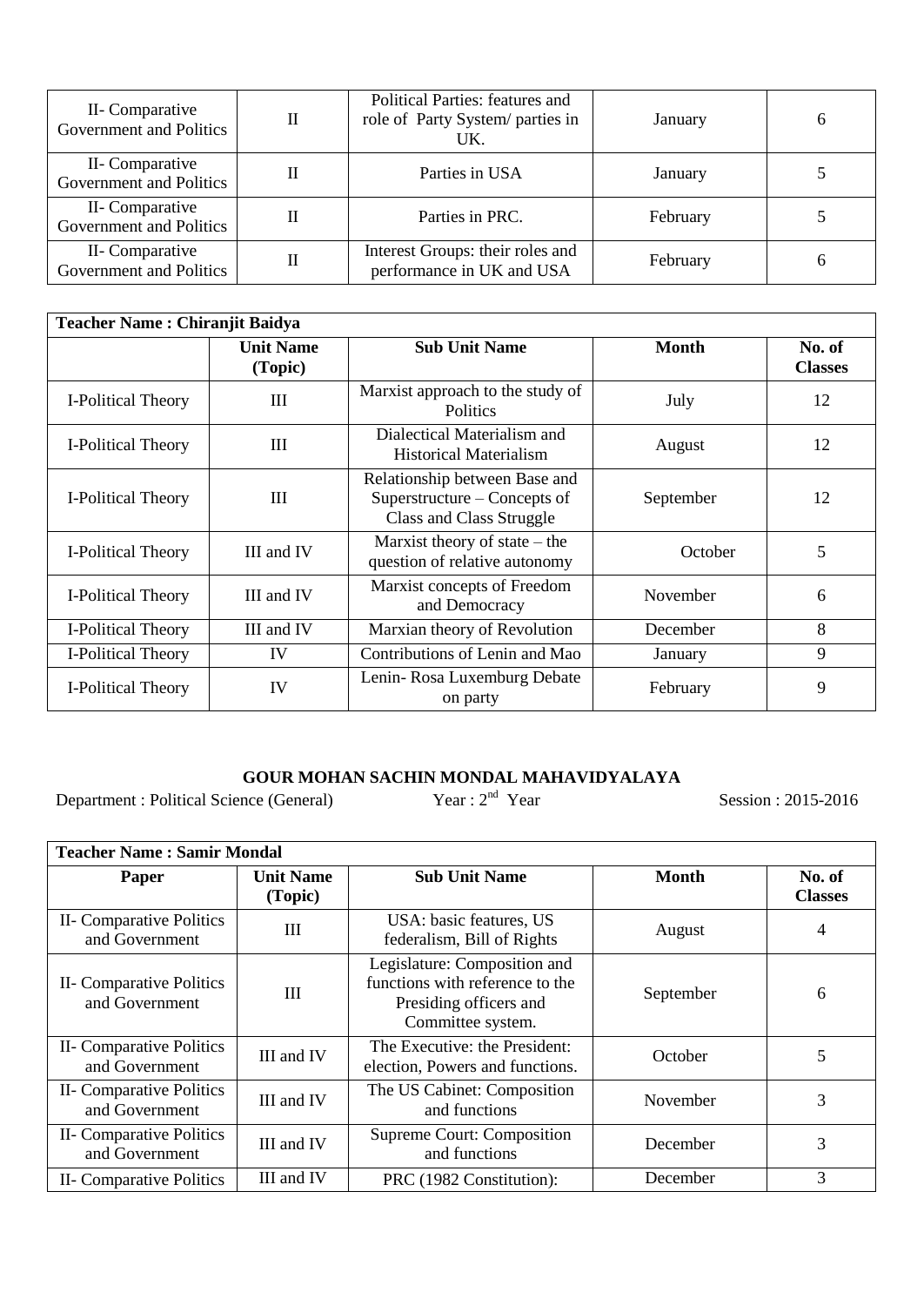| II- Comparative Government and Politics | II | Political Parties: features and role of Party System/ parties in UK. | January | 6 |
|---|---|---|---|---|
| II- Comparative Government and Politics | II | Parties in USA | January | 5 |
| II- Comparative Government and Politics | II | Parties in PRC. | February | 5 |
| II- Comparative Government and Politics | II | Interest Groups: their roles and performance in UK and USA | February | 6 |

| **Teacher Name : Chiranjit Baidya** | | | | |
|---|---|---|---|---|
| | **Unit Name (Topic)** | **Sub Unit Name** | **Month** | **No. of Classes** |
| I-Political Theory | III | Marxist approach to the study of Politics | July | 12 |
| I-Political Theory | III | Dialectical Materialism and Historical Materialism | August | 12 |
| I-Political Theory | III | Relationship between Base and Superstructure – Concepts of Class and Class Struggle | September | 12 |
| I-Political Theory | III and IV | Marxist theory of state – the question of relative autonomy | October | 5 |
| I-Political Theory | III and IV | Marxist concepts of Freedom and Democracy | November | 6 |
| I-Political Theory | III and IV | Marxian theory of Revolution | December | 8 |
| I-Political Theory | IV | Contributions of Lenin and Mao | January | 9 |
| I-Political Theory | IV | Lenin- Rosa Luxemburg Debate on party | February | 9 |

**GOUR MOHAN SACHIN MONDAL MAHAVIDYALAYA**

Department : Political Science (General) Year : 2nd Year Session : 2015-2016

| **Teacher Name : Samir Mondal** | | | | |
|---|---|---|---|---|
| **Paper** | **Unit Name (Topic)** | **Sub Unit Name** | **Month** | **No. of Classes** |
| II- Comparative Politics and Government | III | USA: basic features, US federalism, Bill of Rights | August | 4 |
| II- Comparative Politics and Government | III | Legislature: Composition and functions with reference to the Presiding officers and Committee system. | September | 6 |
| II- Comparative Politics and Government | III and IV | The Executive: the President: election, Powers and functions. | October | 5 |
| II- Comparative Politics and Government | III and IV | The US Cabinet: Composition and functions | November | 3 |
| II- Comparative Politics and Government | III and IV | Supreme Court: Composition and functions | December | 3 |
| II- Comparative Politics | III and IV | PRC (1982 Constitution): | December | 3 |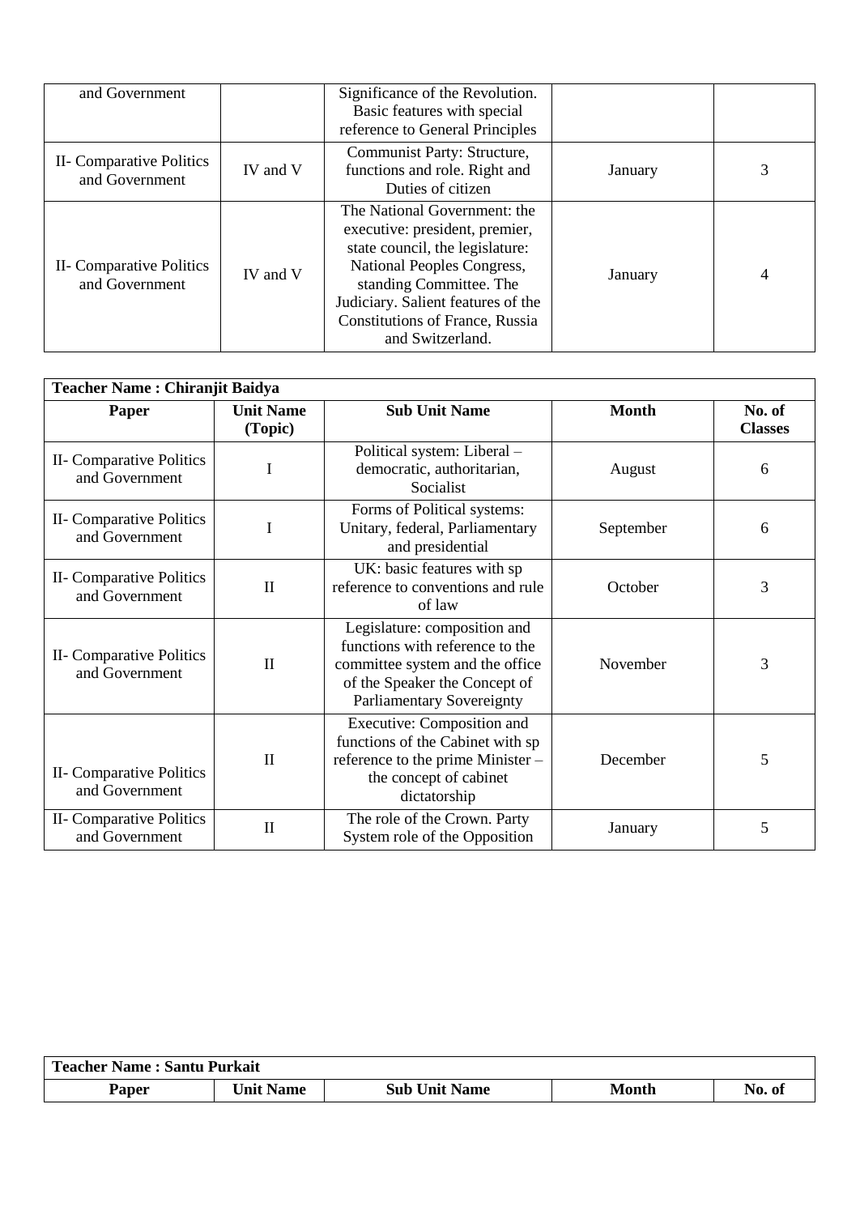| and Government | | Significance of the Revolution. Basic features with special reference to General Principles | | |
|---|---|---|---|---|
| II- Comparative Politics and Government | IV and V | Communist Party: Structure, functions and role. Right and Duties of citizen | January | 3 |
| II- Comparative Politics and Government | IV and V | The National Government: the executive: president, premier, state council, the legislature: National Peoples Congress, standing Committee. The Judiciary. Salient features of the Constitutions of France, Russia and Switzerland. | January | 4 |

| **Teacher Name : Chiranjit Baidya** | | | | |
|---|---|---|---|---|
| **Paper** | **Unit Name (Topic)** | **Sub Unit Name** | **Month** | **No. of Classes** |
| II- Comparative Politics and Government | I | Political system: Liberal – democratic, authoritarian, Socialist | August | 6 |
| II- Comparative Politics and Government | I | Forms of Political systems: Unitary, federal, Parliamentary and presidential | September | 6 |
| II- Comparative Politics and Government | II | UK: basic features with sp reference to conventions and rule of law | October | 3 |
| II- Comparative Politics and Government | II | Legislature: composition and functions with reference to the committee system and the office of the Speaker the Concept of Parliamentary Sovereignty | November | 3 |
| II- Comparative Politics and Government | II | Executive: Composition and functions of the Cabinet with sp reference to the prime Minister – the concept of cabinet dictatorship | December | 5 |
| II- Comparative Politics and Government | II | The role of the Crown. Party System role of the Opposition | January | 5 |

| **Teacher Name : Santu Purkait** | | | | |
|---|---|---|---|---|
| **Paper** | **Unit Name** | **Sub Unit Name** | **Month** | **No. of** |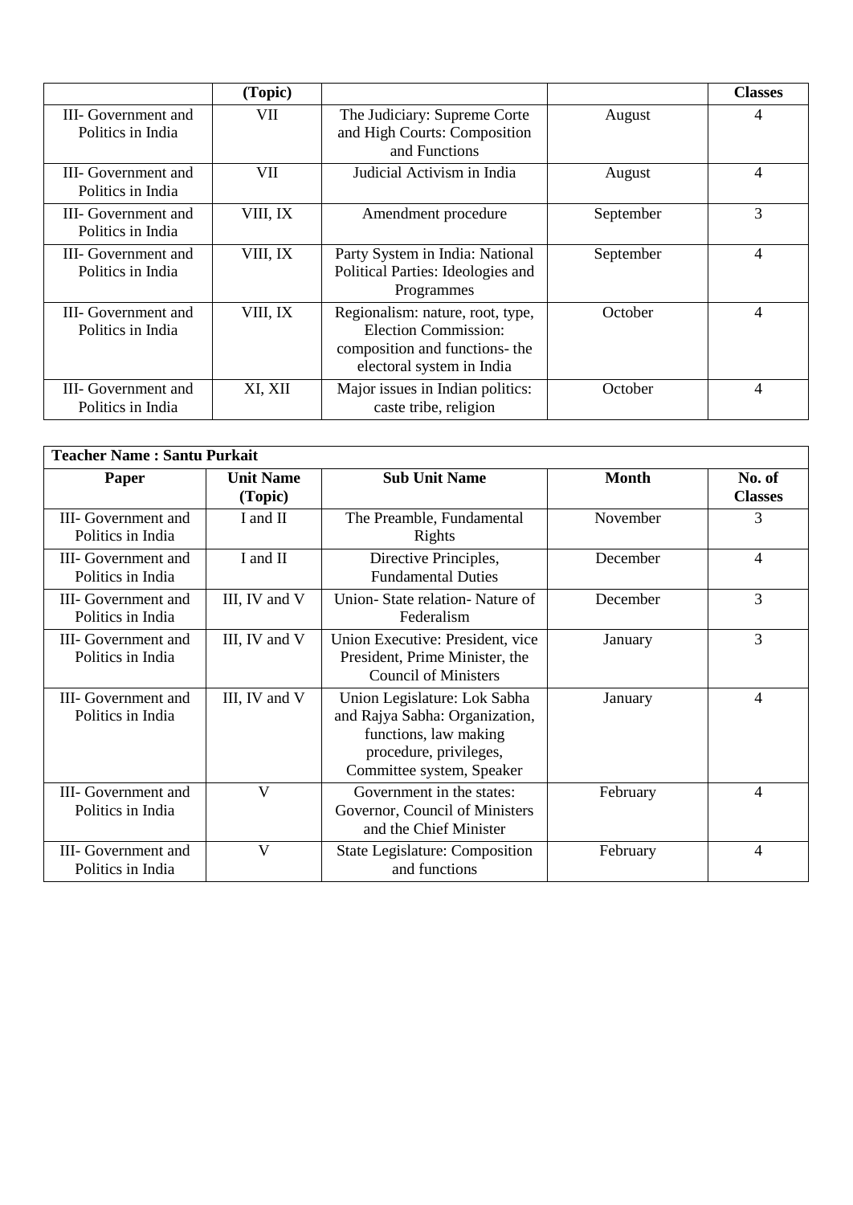| | (Topic) | | | Classes |
|---|---|---|---|---|
| III- Government and Politics in India | VII | The Judiciary: Supreme Corte and High Courts: Composition and Functions | August | 4 |
| III- Government and Politics in India | VII | Judicial Activism in India | August | 4 |
| III- Government and Politics in India | VIII, IX | Amendment procedure | September | 3 |
| III- Government and Politics in India | VIII, IX | Party System in India: National Political Parties: Ideologies and Programmes | September | 4 |
| III- Government and Politics in India | VIII, IX | Regionalism: nature, root, type, Election Commission: composition and functions- the electoral system in India | October | 4 |
| III- Government and Politics in India | XI, XII | Major issues in Indian politics: caste tribe, religion | October | 4 |

**Teacher Name : Santu Purkait**

| Paper | Unit Name (Topic) | Sub Unit Name | Month | No. of Classes |
|---|---|---|---|---|
| III- Government and Politics in India | I and II | The Preamble, Fundamental Rights | November | 3 |
| III- Government and Politics in India | I and II | Directive Principles, Fundamental Duties | December | 4 |
| III- Government and Politics in India | III, IV and V | Union- State relation- Nature of Federalism | December | 3 |
| III- Government and Politics in India | III, IV and V | Union Executive: President, vice President, Prime Minister, the Council of Ministers | January | 3 |
| III- Government and Politics in India | III, IV and V | Union Legislature: Lok Sabha and Rajya Sabha: Organization, functions, law making procedure, privileges, Committee system, Speaker | January | 4 |
| III- Government and Politics in India | V | Government in the states: Governor, Council of Ministers and the Chief Minister | February | 4 |
| III- Government and Politics in India | V | State Legislature: Composition and functions | February | 4 |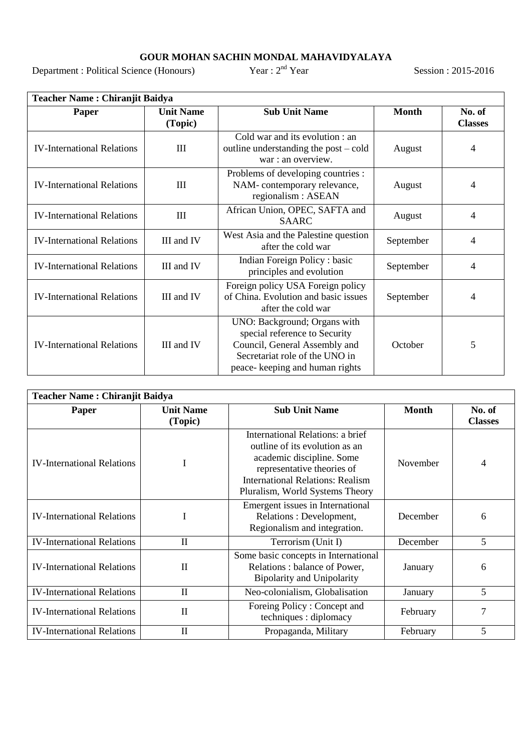# GOUR MOHAN SACHIN MONDAL MAHAVIDYALAYA

Department : Political Science (Honours) Year : 2nd Year Session : 2015-2016

| **Teacher Name : Chiranjit Baidya** | | | | |
|---|---|---|---|---|
| **Paper** | **Unit Name (Topic)** | **Sub Unit Name** | **Month** | **No. of Classes** |
| IV-International Relations | III | Cold war and its evolution : an outline understanding the post – cold war : an overview. | August | 4 |
| IV-International Relations | III | Problems of developing countries : NAM- contemporary relevance, regionalism : ASEAN | August | 4 |
| IV-International Relations | III | African Union, OPEC, SAFTA and SAARC | August | 4 |
| IV-International Relations | III and IV | West Asia and the Palestine question after the cold war | September | 4 |
| IV-International Relations | III and IV | Indian Foreign Policy : basic principles and evolution | September | 4 |
| IV-International Relations | III and IV | Foreign policy USA Foreign policy of China. Evolution and basic issues after the cold war | September | 4 |
| IV-International Relations | III and IV | UNO: Background; Organs with special reference to Security Council, General Assembly and Secretariat role of the UNO in peace- keeping and human rights | October | 5 |

| **Teacher Name : Chiranjit Baidya** | | | | |
|---|---|---|---|---|
| **Paper** | **Unit Name (Topic)** | **Sub Unit Name** | **Month** | **No. of Classes** |
| IV-International Relations | I | International Relations: a brief outline of its evolution as an academic discipline. Some representative theories of International Relations: Realism Pluralism, World Systems Theory | November | 4 |
| IV-International Relations | I | Emergent issues in International Relations : Development, Regionalism and integration. | December | 6 |
| IV-International Relations | II | Terrorism (Unit I) | December | 5 |
| IV-International Relations | II | Some basic concepts in International Relations : balance of Power, Bipolarity and Unipolarity | January | 6 |
| IV-International Relations | II | Neo-colonialism, Globalisation | January | 5 |
| IV-International Relations | II | Foreing Policy : Concept and techniques : diplomacy | February | 7 |
| IV-International Relations | II | Propaganda, Military | February | 5 |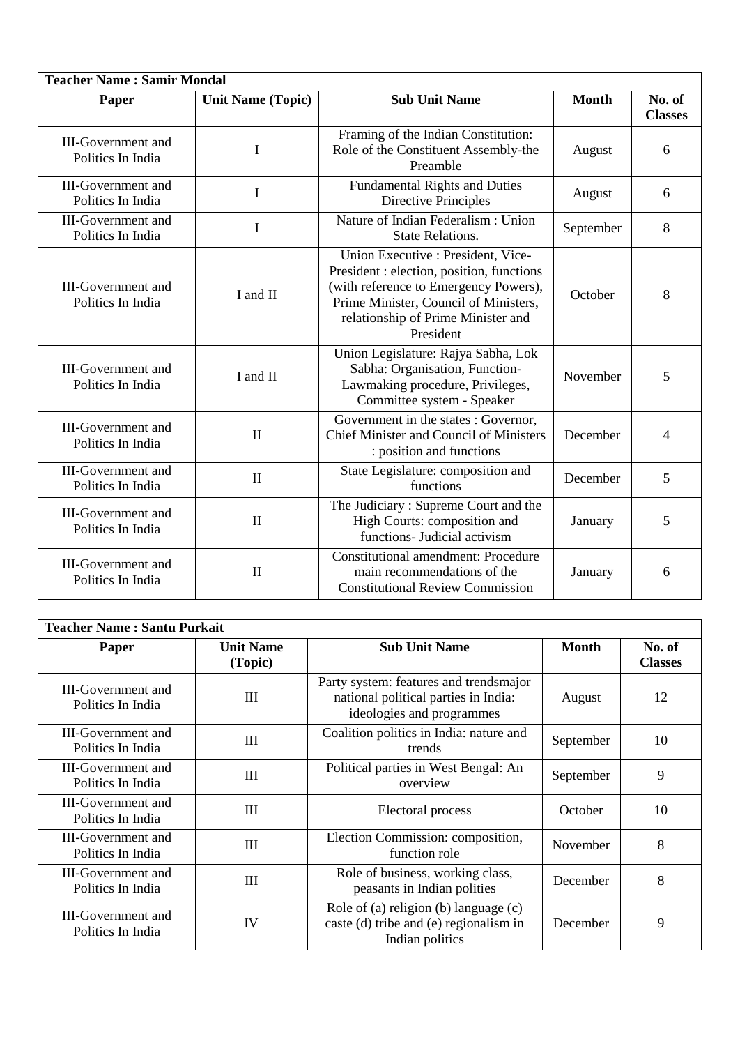| **Teacher Name : Samir Mondal** | | | | |
|---|---|---|---|---|
| **Paper** | **Unit Name (Topic)** | **Sub Unit Name** | **Month** | **No. of Classes** |
| III-Government and Politics In India | I | Framing of the Indian Constitution: Role of the Constituent Assembly-the Preamble | August | 6 |
| III-Government and Politics In India | I | Fundamental Rights and Duties Directive Principles | August | 6 |
| III-Government and Politics In India | I | Nature of Indian Federalism : Union State Relations. | September | 8 |
| III-Government and Politics In India | I and II | Union Executive : President, Vice-President : election, position, functions (with reference to Emergency Powers), Prime Minister, Council of Ministers, relationship of Prime Minister and President | October | 8 |
| III-Government and Politics In India | I and II | Union Legislature: Rajya Sabha, Lok Sabha: Organisation, Function-Lawmaking procedure, Privileges, Committee system - Speaker | November | 5 |
| III-Government and Politics In India | II | Government in the states : Governor, Chief Minister and Council of Ministers : position and functions | December | 4 |
| III-Government and Politics In India | II | State Legislature: composition and functions | December | 5 |
| III-Government and Politics In India | II | The Judiciary : Supreme Court and the High Courts: composition and functions- Judicial activism | January | 5 |
| III-Government and Politics In India | II | Constitutional amendment: Procedure main recommendations of the Constitutional Review Commission | January | 6 |

| **Teacher Name : Santu Purkait** | | | | |
|---|---|---|---|---|
| **Paper** | **Unit Name (Topic)** | **Sub Unit Name** | **Month** | **No. of Classes** |
| III-Government and Politics In India | III | Party system: features and trendsmajor national political parties in India: ideologies and programmes | August | 12 |
| III-Government and Politics In India | III | Coalition politics in India: nature and trends | September | 10 |
| III-Government and Politics In India | III | Political parties in West Bengal: An overview | September | 9 |
| III-Government and Politics In India | III | Electoral process | October | 10 |
| III-Government and Politics In India | III | Election Commission: composition, function role | November | 8 |
| III-Government and Politics In India | III | Role of business, working class, peasants in Indian polities | December | 8 |
| III-Government and Politics In India | IV | Role of (a) religion (b) language (c) caste (d) tribe and (e) regionalism in Indian politics | December | 9 |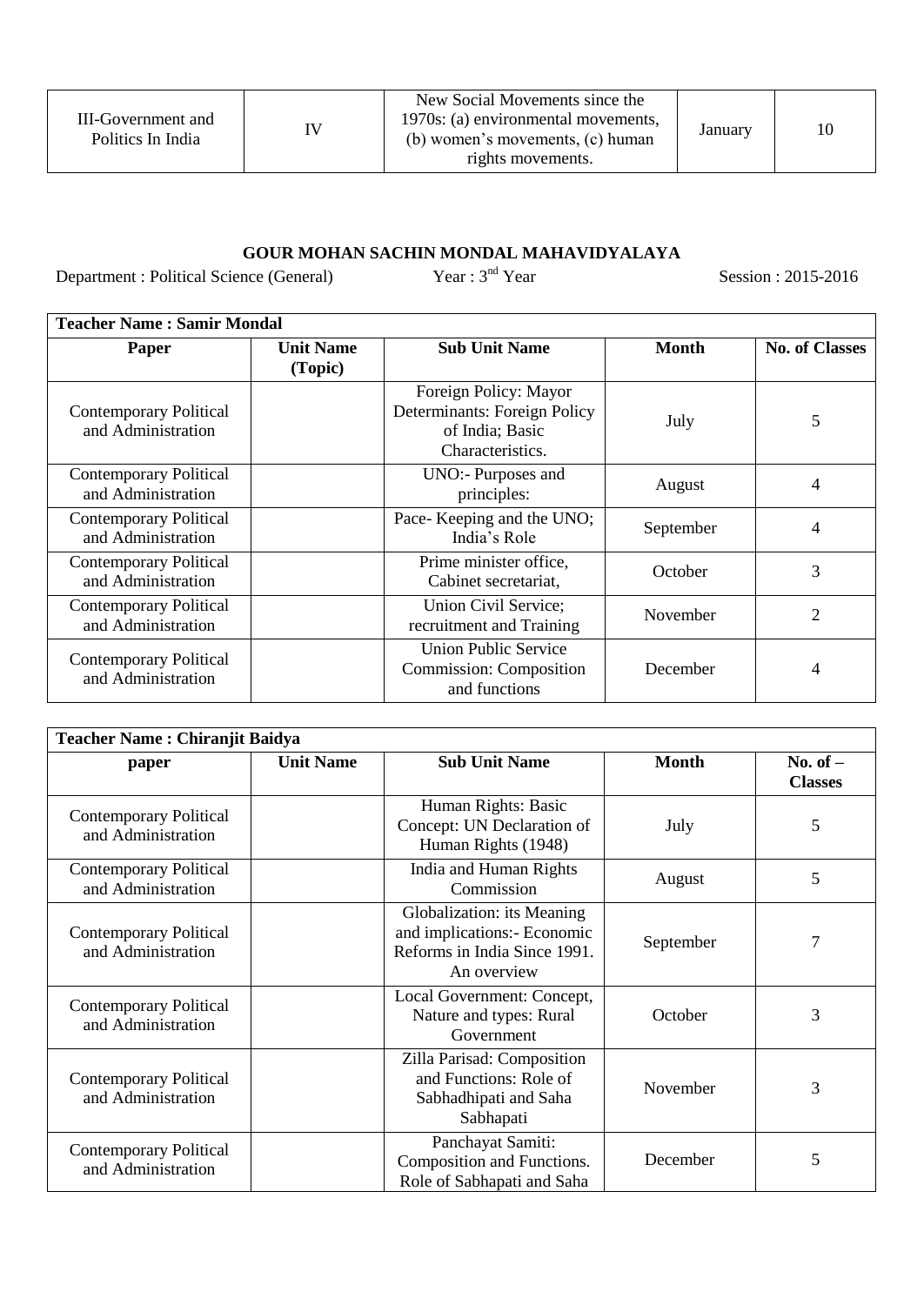| III-Government and Politics In India | IV | New Social Movements since the 1970s: (a) environmental movements, (b) women's movements, (c) human rights movements. | January | 10 |
|---|---|---|---|---|

## GOUR MOHAN SACHIN MONDAL MAHAVIDYALAYA

Department : Political Science (General) Year : 3nd Year Session : 2015-2016

| Teacher Name : Samir Mondal | | | | |
|---|---|---|---|---|
| **Paper** | **Unit Name (Topic)** | **Sub Unit Name** | **Month** | **No. of Classes** |
| Contemporary Political and Administration | | Foreign Policy: Mayor Determinants: Foreign Policy of India; Basic Characteristics. | July | 5 |
| Contemporary Political and Administration | | UNO:- Purposes and principles: | August | 4 |
| Contemporary Political and Administration | | Pace- Keeping and the UNO; India's Role | September | 4 |
| Contemporary Political and Administration | | Prime minister office, Cabinet secretariat, | October | 3 |
| Contemporary Political and Administration | | Union Civil Service; recruitment and Training | November | 2 |
| Contemporary Political and Administration | | Union Public Service Commission: Composition and functions | December | 4 |

| Teacher Name : Chiranjit Baidya | | | | |
|---|---|---|---|---|
| **paper** | **Unit Name** | **Sub Unit Name** | **Month** | **No. of – Classes** |
| Contemporary Political and Administration | | Human Rights: Basic Concept: UN Declaration of Human Rights (1948) | July | 5 |
| Contemporary Political and Administration | | India and Human Rights Commission | August | 5 |
| Contemporary Political and Administration | | Globalization: its Meaning and implications:- Economic Reforms in India Since 1991. An overview | September | 7 |
| Contemporary Political and Administration | | Local Government: Concept, Nature and types: Rural Government | October | 3 |
| Contemporary Political and Administration | | Zilla Parisad: Composition and Functions: Role of Sabhadhipati and Saha Sabhapati | November | 3 |
| Contemporary Political and Administration | | Panchayat Samiti: Composition and Functions. Role of Sabhapati and Saha | December | 5 |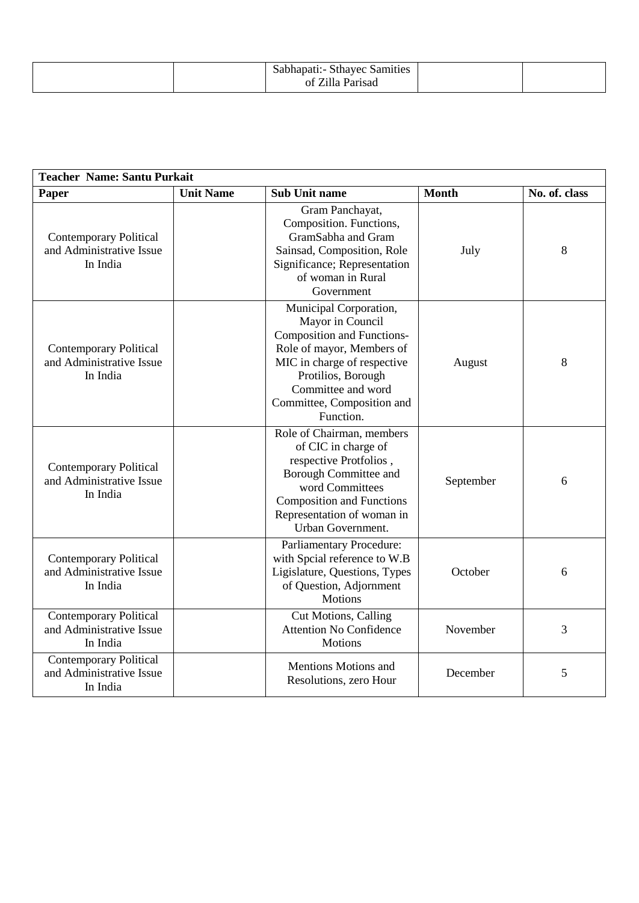|  |  | Sabhapati:- Sthayec Samities of Zilla Parisad |  |  |
|---|---|---|---|---|

| **Teacher Name: Santu Purkait** | | | | |
|---|---|---|---|---|
| **Paper** | **Unit Name** | **Sub Unit name** | **Month** | **No. of. class** |
| Contemporary Political and Administrative Issue In India |  | Gram Panchayat, Composition. Functions, GramSabha and Gram Sainsad, Composition, Role Significance; Representation of woman in Rural Government | July | 8 |
| Contemporary Political and Administrative Issue In India |  | Municipal Corporation, Mayor in Council Composition and Functions- Role of mayor, Members of MIC in charge of respective Protilios, Borough Committee and word Committee, Composition and Function. | August | 8 |
| Contemporary Political and Administrative Issue In India |  | Role of Chairman, members of CIC in charge of respective Protfolios , Borough Committee and word Committees Composition and Functions Representation of woman in Urban Government. | September | 6 |
| Contemporary Political and Administrative Issue In India |  | Parliamentary Procedure: with Spcial reference to W.B Ligislature, Questions, Types of Question, Adjornment Motions | October | 6 |
| Contemporary Political and Administrative Issue In India |  | Cut Motions, Calling Attention No Confidence Motions | November | 3 |
| Contemporary Political and Administrative Issue In India |  | Mentions Motions and Resolutions, zero Hour | December | 5 |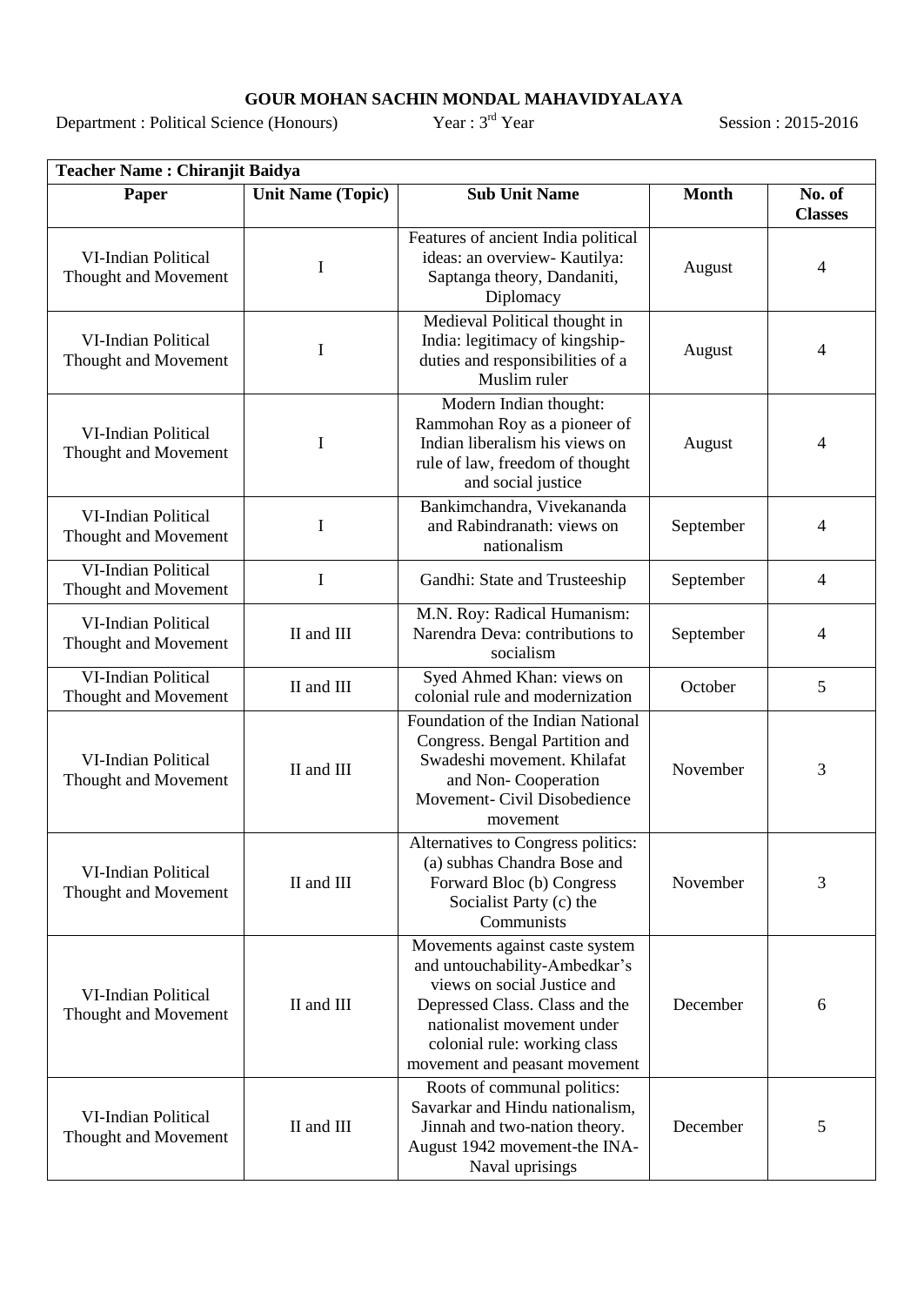# GOUR MOHAN SACHIN MONDAL MAHAVIDYALAYA

Department : Political Science (Honours) Year : 3rd Year Session : 2015-2016

| Teacher Name : Chiranjit Baidya | | | | |
|---|---|---|---|---|
| **Paper** | **Unit Name (Topic)** | **Sub Unit Name** | **Month** | **No. of Classes** |
| VI-Indian Political Thought and Movement | I | Features of ancient India political ideas: an overview- Kautilya: Saptanga theory, Dandaniti, Diplomacy | August | 4 |
| VI-Indian Political Thought and Movement | I | Medieval Political thought in India: legitimacy of kingship-duties and responsibilities of a Muslim ruler | August | 4 |
| VI-Indian Political Thought and Movement | I | Modern Indian thought: Rammohan Roy as a pioneer of Indian liberalism his views on rule of law, freedom of thought and social justice | August | 4 |
| VI-Indian Political Thought and Movement | I | Bankimchandra, Vivekananda and Rabindranath: views on nationalism | September | 4 |
| VI-Indian Political Thought and Movement | I | Gandhi: State and Trusteeship | September | 4 |
| VI-Indian Political Thought and Movement | II and III | M.N. Roy: Radical Humanism: Narendra Deva: contributions to socialism | September | 4 |
| VI-Indian Political Thought and Movement | II and III | Syed Ahmed Khan: views on colonial rule and modernization | October | 5 |
| VI-Indian Political Thought and Movement | II and III | Foundation of the Indian National Congress. Bengal Partition and Swadeshi movement. Khilafat and Non- Cooperation Movement- Civil Disobedience movement | November | 3 |
| VI-Indian Political Thought and Movement | II and III | Alternatives to Congress politics: (a) subhas Chandra Bose and Forward Bloc (b) Congress Socialist Party (c) the Communists | November | 3 |
| VI-Indian Political Thought and Movement | II and III | Movements against caste system and untouchability-Ambedkar's views on social Justice and Depressed Class. Class and the nationalist movement under colonial rule: working class movement and peasant movement | December | 6 |
| VI-Indian Political Thought and Movement | II and III | Roots of communal politics: Savarkar and Hindu nationalism, Jinnah and two-nation theory. August 1942 movement-the INA-Naval uprisings | December | 5 |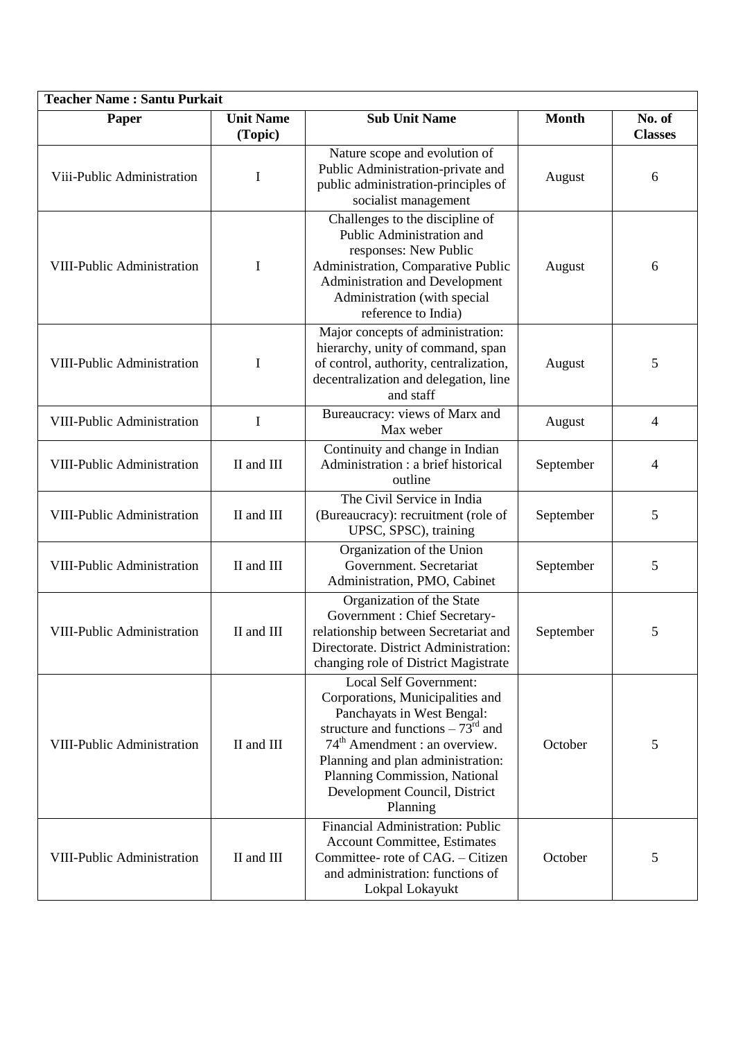| Teacher Name : Santu Purkait | | | | |
|---|---|---|---|---|
| **Paper** | **Unit Name (Topic)** | **Sub Unit Name** | **Month** | **No. of Classes** |
| Viii-Public Administration | I | Nature scope and evolution of Public Administration-private and public administration-principles of socialist management | August | 6 |
| VIII-Public Administration | I | Challenges to the discipline of Public Administration and responses: New Public Administration, Comparative Public Administration and Development Administration (with special reference to India) | August | 6 |
| VIII-Public Administration | I | Major concepts of administration: hierarchy, unity of command, span of control, authority, centralization, decentralization and delegation, line and staff | August | 5 |
| VIII-Public Administration | I | Bureaucracy: views of Marx and Max weber | August | 4 |
| VIII-Public Administration | II and III | Continuity and change in Indian Administration : a brief historical outline | September | 4 |
| VIII-Public Administration | II and III | The Civil Service in India (Bureaucracy): recruitment (role of UPSC, SPSC), training | September | 5 |
| VIII-Public Administration | II and III | Organization of the Union Government. Secretariat Administration, PMO, Cabinet | September | 5 |
| VIII-Public Administration | II and III | Organization of the State Government : Chief Secretary-relationship between Secretariat and Directorate. District Administration: changing role of District Magistrate | September | 5 |
| VIII-Public Administration | II and III | Local Self Government: Corporations, Municipalities and Panchayats in West Bengal: structure and functions – 73rd and 74th Amendment : an overview. Planning and plan administration: Planning Commission, National Development Council, District Planning | October | 5 |
| VIII-Public Administration | II and III | Financial Administration: Public Account Committee, Estimates Committee- rote of CAG. – Citizen and administration: functions of Lokpal Lokayukt | October | 5 |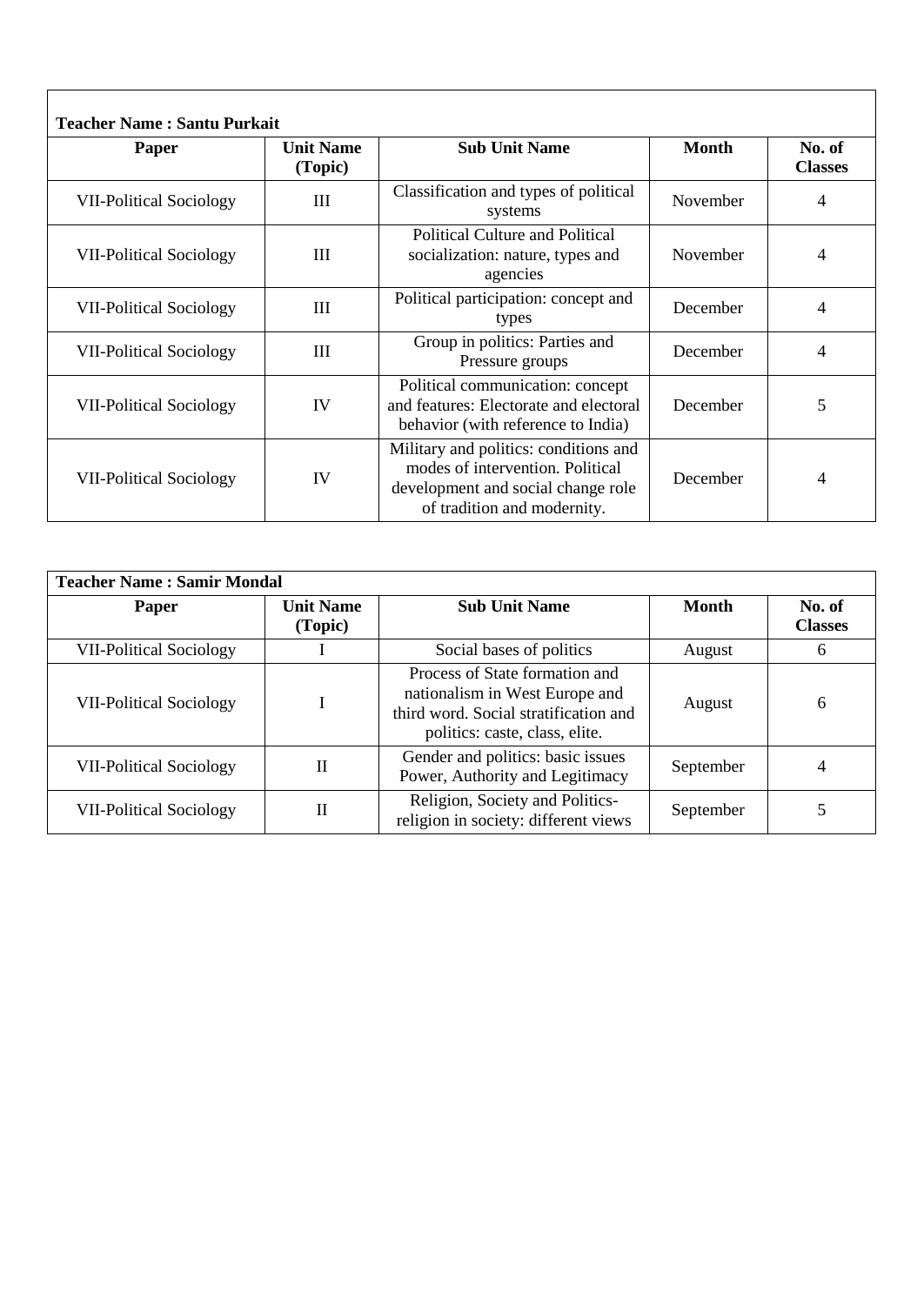**Teacher Name : Santu Purkait**

| Paper | Unit Name (Topic) | Sub Unit Name | Month | No. of Classes |
|---|---|---|---|---|
| VII-Political Sociology | III | Classification and types of political systems | November | 4 |
| VII-Political Sociology | III | Political Culture and Political socialization: nature, types and agencies | November | 4 |
| VII-Political Sociology | III | Political participation: concept and types | December | 4 |
| VII-Political Sociology | III | Group in politics: Parties and Pressure groups | December | 4 |
| VII-Political Sociology | IV | Political communication: concept and features: Electorate and electoral behavior (with reference to India) | December | 5 |
| VII-Political Sociology | IV | Military and politics: conditions and modes of intervention. Political development and social change role of tradition and modernity. | December | 4 |

**Teacher Name : Samir Mondal**

| Paper | Unit Name (Topic) | Sub Unit Name | Month | No. of Classes |
|---|---|---|---|---|
| VII-Political Sociology | I | Social bases of politics | August | 6 |
| VII-Political Sociology | I | Process of State formation and nationalism in West Europe and third word. Social stratification and politics: caste, class, elite. | August | 6 |
| VII-Political Sociology | II | Gender and politics: basic issues Power, Authority and Legitimacy | September | 4 |
| VII-Political Sociology | II | Religion, Society and Politics-religion in society: different views | September | 5 |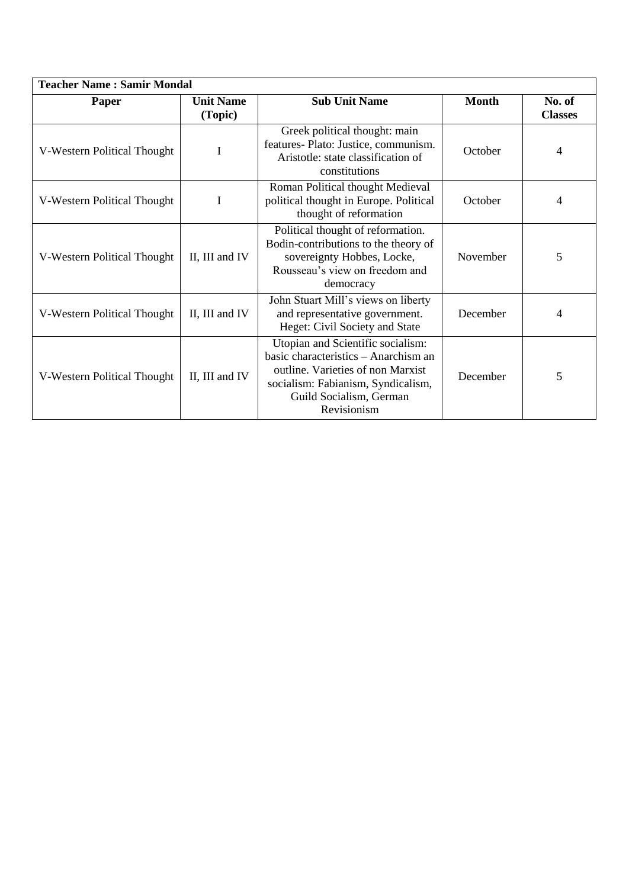| Teacher Name : Samir Mondal | | | | |
|---|---|---|---|---|
| **Paper** | **Unit Name (Topic)** | **Sub Unit Name** | **Month** | **No. of Classes** |
| V-Western Political Thought | I | Greek political thought: main features- Plato: Justice, communism. Aristotle: state classification of constitutions | October | 4 |
| V-Western Political Thought | I | Roman Political thought Medieval political thought in Europe. Political thought of reformation | October | 4 |
| V-Western Political Thought | II, III and IV | Political thought of reformation. Bodin-contributions to the theory of sovereignty Hobbes, Locke, Rousseau's view on freedom and democracy | November | 5 |
| V-Western Political Thought | II, III and IV | John Stuart Mill's views on liberty and representative government. Heget: Civil Society and State | December | 4 |
| V-Western Political Thought | II, III and IV | Utopian and Scientific socialism: basic characteristics – Anarchism an outline. Varieties of non Marxist socialism: Fabianism, Syndicalism, Guild Socialism, German Revisionism | December | 5 |